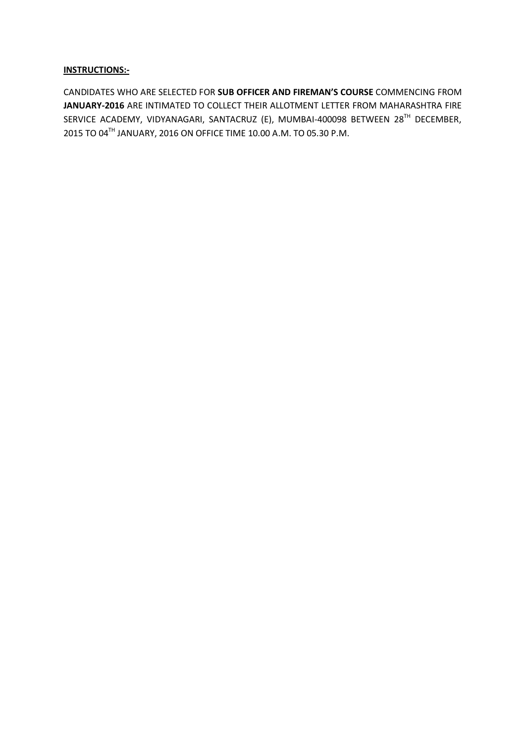**INSTRUCTIONS:-**

CANDIDATES WHO ARE SELECTED FOR **SUB OFFICER AND FIREMAN'S COURSE** COMMENCING FROM **JANUARY-2016** ARE INTIMATED TO COLLECT THEIR ALLOTMENT LETTER FROM MAHARASHTRA FIRE SERVICE ACADEMY, VIDYANAGARI, SANTACRUZ (E), MUMBAI-400098 BETWEEN 28$^{TH}$ DECEMBER, 2015 TO 04$^{TH}$ JANUARY, 2016 ON OFFICE TIME 10.00 A.M. TO 05.30 P.M.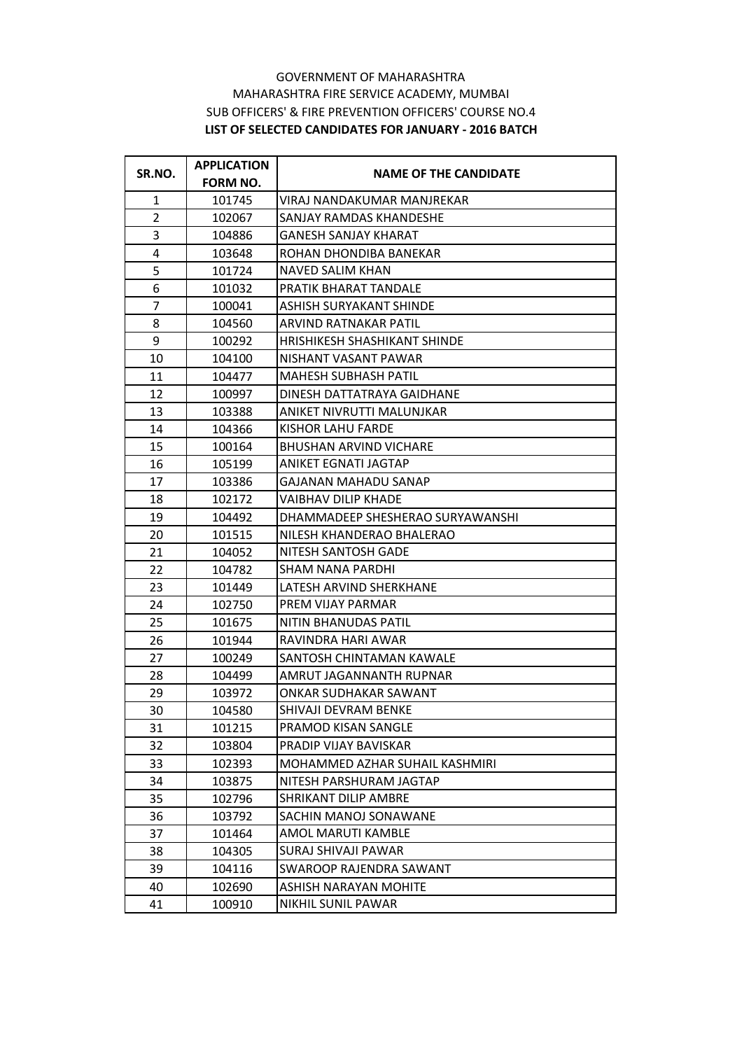GOVERNMENT OF MAHARASHTRA

MAHARASHTRA FIRE SERVICE ACADEMY, MUMBAI

SUB OFFICERS' & FIRE PREVENTION OFFICERS' COURSE NO.4

**LIST OF SELECTED CANDIDATES FOR JANUARY - 2016 BATCH**

| SR.NO. | APPLICATION FORM NO. | NAME OF THE CANDIDATE |
|---|---|---|
| 1 | 101745 | VIRAJ NANDAKUMAR MANJREKAR |
| 2 | 102067 | SANJAY RAMDAS KHANDESHE |
| 3 | 104886 | GANESH SANJAY KHARAT |
| 4 | 103648 | ROHAN DHONDIBA BANEKAR |
| 5 | 101724 | NAVED SALIM KHAN |
| 6 | 101032 | PRATIK BHARAT TANDALE |
| 7 | 100041 | ASHISH SURYAKANT SHINDE |
| 8 | 104560 | ARVIND RATNAKAR PATIL |
| 9 | 100292 | HRISHIKESH SHASHIKANT SHINDE |
| 10 | 104100 | NISHANT VASANT PAWAR |
| 11 | 104477 | MAHESH SUBHASH PATIL |
| 12 | 100997 | DINESH DATTATRAYA GAIDHANE |
| 13 | 103388 | ANIKET NIVRUTTI MALUNJKAR |
| 14 | 104366 | KISHOR LAHU FARDE |
| 15 | 100164 | BHUSHAN ARVIND VICHARE |
| 16 | 105199 | ANIKET EGNATI JAGTAP |
| 17 | 103386 | GAJANAN MAHADU SANAP |
| 18 | 102172 | VAIBHAV DILIP KHADE |
| 19 | 104492 | DHAMMADEEP SHESHERAO SURYAWANSHI |
| 20 | 101515 | NILESH KHANDERAO BHALERAO |
| 21 | 104052 | NITESH SANTOSH GADE |
| 22 | 104782 | SHAM NANA PARDHI |
| 23 | 101449 | LATESH ARVIND SHERKHANE |
| 24 | 102750 | PREM VIJAY PARMAR |
| 25 | 101675 | NITIN BHANUDAS PATIL |
| 26 | 101944 | RAVINDRA HARI AWAR |
| 27 | 100249 | SANTOSH CHINTAMAN KAWALE |
| 28 | 104499 | AMRUT JAGANNANTH RUPNAR |
| 29 | 103972 | ONKAR SUDHAKAR SAWANT |
| 30 | 104580 | SHIVAJI DEVRAM BENKE |
| 31 | 101215 | PRAMOD KISAN SANGLE |
| 32 | 103804 | PRADIP VIJAY BAVISKAR |
| 33 | 102393 | MOHAMMED AZHAR SUHAIL KASHMIRI |
| 34 | 103875 | NITESH PARSHURAM JAGTAP |
| 35 | 102796 | SHRIKANT DILIP AMBRE |
| 36 | 103792 | SACHIN MANOJ SONAWANE |
| 37 | 101464 | AMOL MARUTI KAMBLE |
| 38 | 104305 | SURAJ SHIVAJI PAWAR |
| 39 | 104116 | SWAROOP RAJENDRA SAWANT |
| 40 | 102690 | ASHISH NARAYAN MOHITE |
| 41 | 100910 | NIKHIL SUNIL PAWAR |